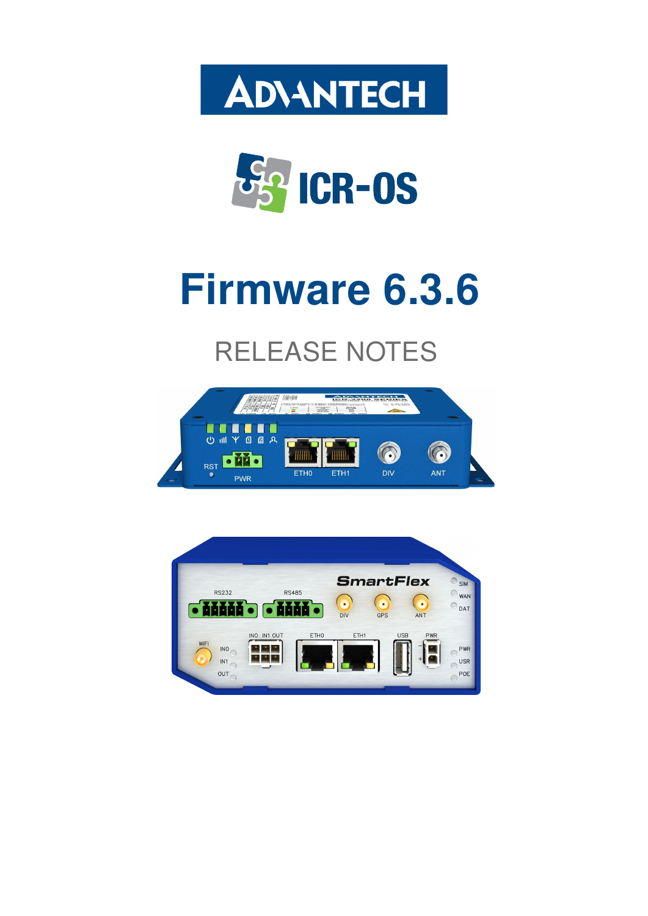ADVANTECH

ICR-OS

# Firmware 6.3.6

## RELEASE NOTES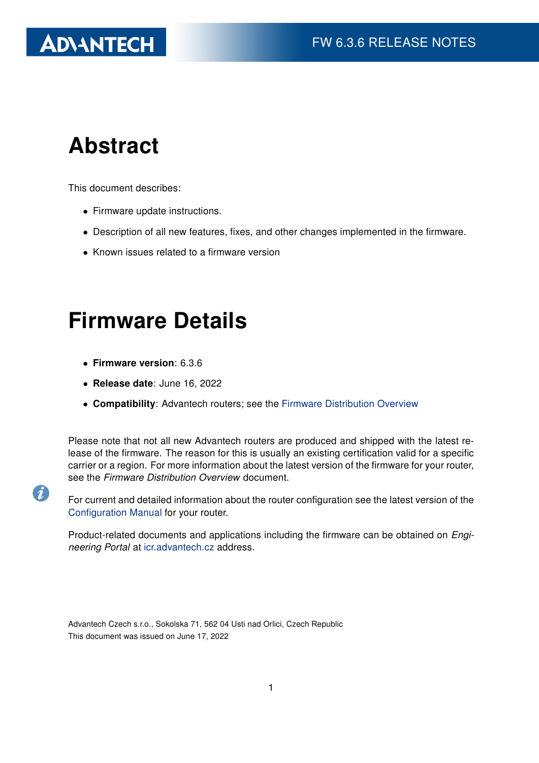# Abstract

This document describes:

- Firmware update instructions.
- Description of all new features, fixes, and other changes implemented in the firmware.
- Known issues related to a firmware version

# Firmware Details

- **Firmware version**: 6.3.6
- **Release date**: June 16, 2022
- **Compatibility**: Advantech routers; see the Firmware Distribution Overview

Please note that not all new Advantech routers are produced and shipped with the latest release of the firmware. The reason for this is usually an existing certification valid for a specific carrier or a region. For more information about the latest version of the firmware for your router, see the *Firmware Distribution Overview* document.

For current and detailed information about the router configuration see the latest version of the Configuration Manual for your router.

Product-related documents and applications including the firmware can be obtained on *Engineering Portal* at icr.advantech.cz address.

Advantech Czech s.r.o., Sokolska 71, 562 04 Usti nad Orlici, Czech Republic
This document was issued on June 17, 2022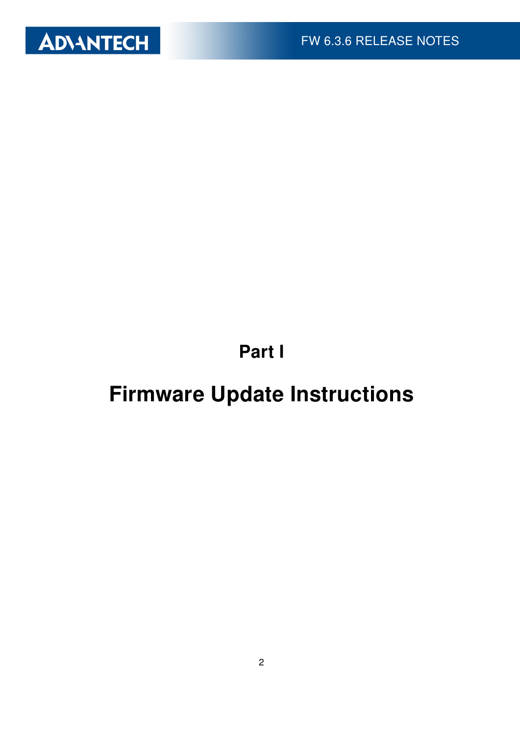# Part I

# Firmware Update Instructions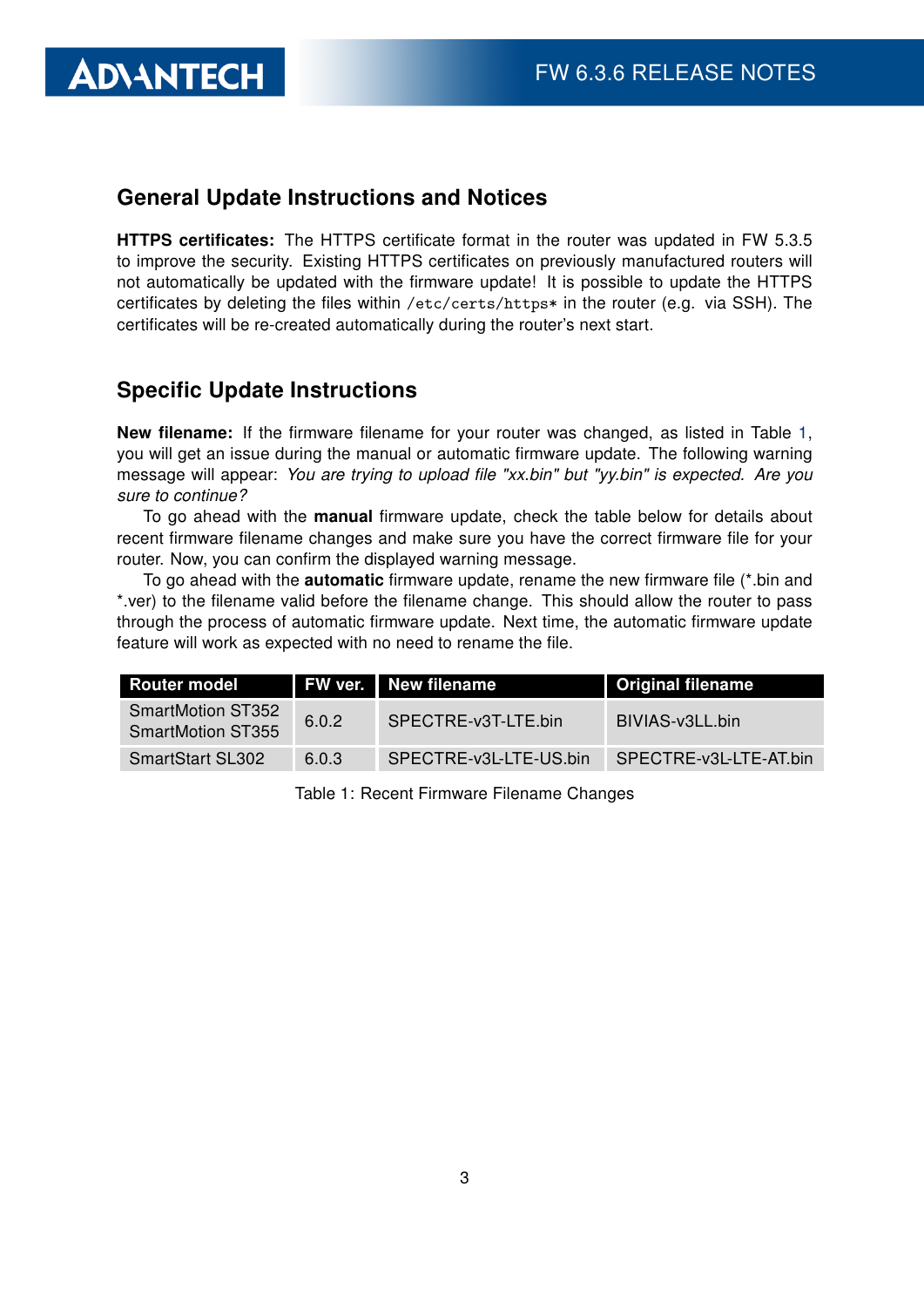## General Update Instructions and Notices

**HTTPS certificates:** The HTTPS certificate format in the router was updated in FW 5.3.5 to improve the security. Existing HTTPS certificates on previously manufactured routers will not automatically be updated with the firmware update! It is possible to update the HTTPS certificates by deleting the files within `/etc/certs/https*` in the router (e.g. via SSH). The certificates will be re-created automatically during the router's next start.

## Specific Update Instructions

**New filename:** If the firmware filename for your router was changed, as listed in Table 1, you will get an issue during the manual or automatic firmware update. The following warning message will appear: *You are trying to upload file "xx.bin" but "yy.bin" is expected. Are you sure to continue?*

To go ahead with the **manual** firmware update, check the table below for details about recent firmware filename changes and make sure you have the correct firmware file for your router. Now, you can confirm the displayed warning message.

To go ahead with the **automatic** firmware update, rename the new firmware file (*.bin and *.ver) to the filename valid before the filename change. This should allow the router to pass through the process of automatic firmware update. Next time, the automatic firmware update feature will work as expected with no need to rename the file.

| Router model | FW ver. | New filename | Original filename |
|---|---|---|---|
| SmartMotion ST352<br>SmartMotion ST355 | 6.0.2 | SPECTRE-v3T-LTE.bin | BIVIAS-v3LL.bin |
| SmartStart SL302 | 6.0.3 | SPECTRE-v3L-LTE-US.bin | SPECTRE-v3L-LTE-AT.bin |

Table 1: Recent Firmware Filename Changes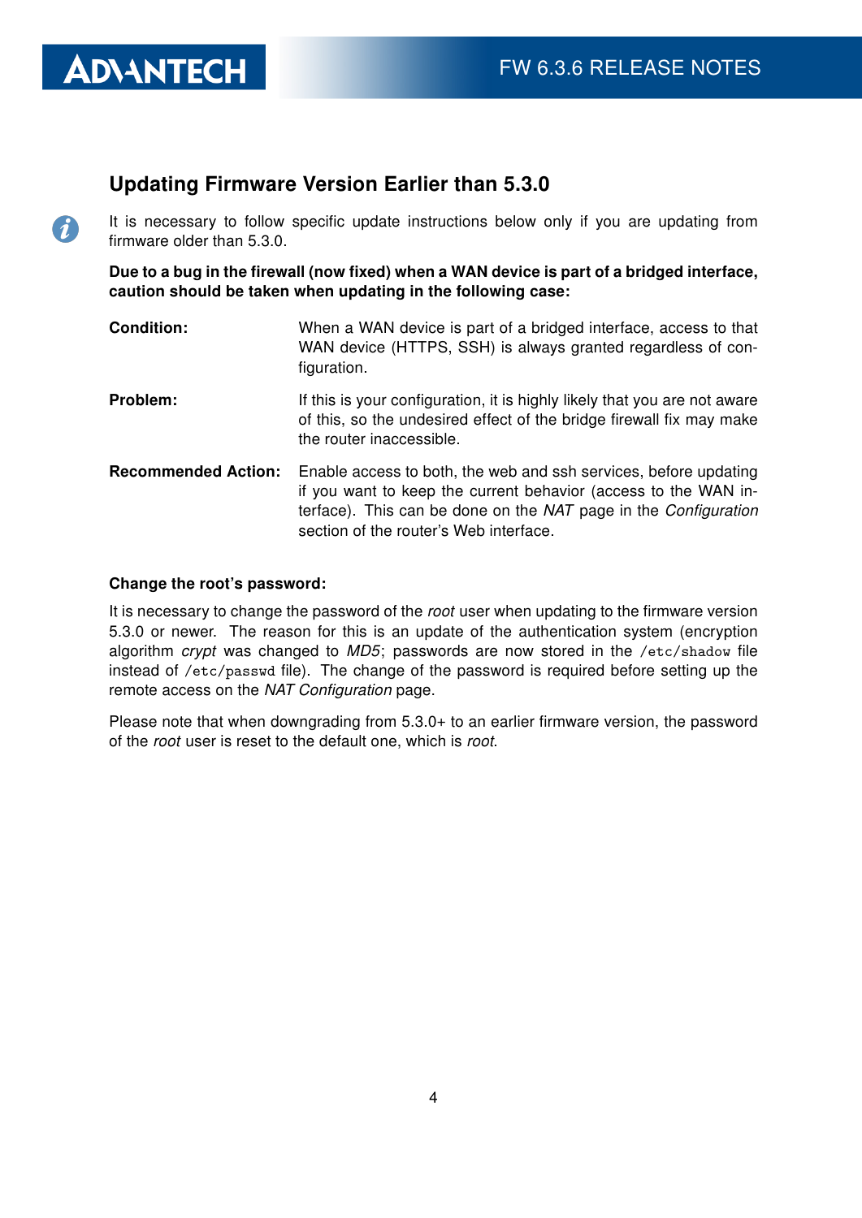## Updating Firmware Version Earlier than 5.3.0

It is necessary to follow specific update instructions below only if you are updating from firmware older than 5.3.0.

**Due to a bug in the firewall (now fixed) when a WAN device is part of a bridged interface, caution should be taken when updating in the following case:**

**Condition:** When a WAN device is part of a bridged interface, access to that WAN device (HTTPS, SSH) is always granted regardless of configuration.

**Problem:** If this is your configuration, it is highly likely that you are not aware of this, so the undesired effect of the bridge firewall fix may make the router inaccessible.

**Recommended Action:** Enable access to both, the web and ssh services, before updating if you want to keep the current behavior (access to the WAN interface). This can be done on the *NAT* page in the *Configuration* section of the router's Web interface.

**Change the root's password:**

It is necessary to change the password of the *root* user when updating to the firmware version 5.3.0 or newer. The reason for this is an update of the authentication system (encryption algorithm *crypt* was changed to *MD5*; passwords are now stored in the `/etc/shadow` file instead of `/etc/passwd` file). The change of the password is required before setting up the remote access on the *NAT Configuration* page.

Please note that when downgrading from 5.3.0+ to an earlier firmware version, the password of the *root* user is reset to the default one, which is *root*.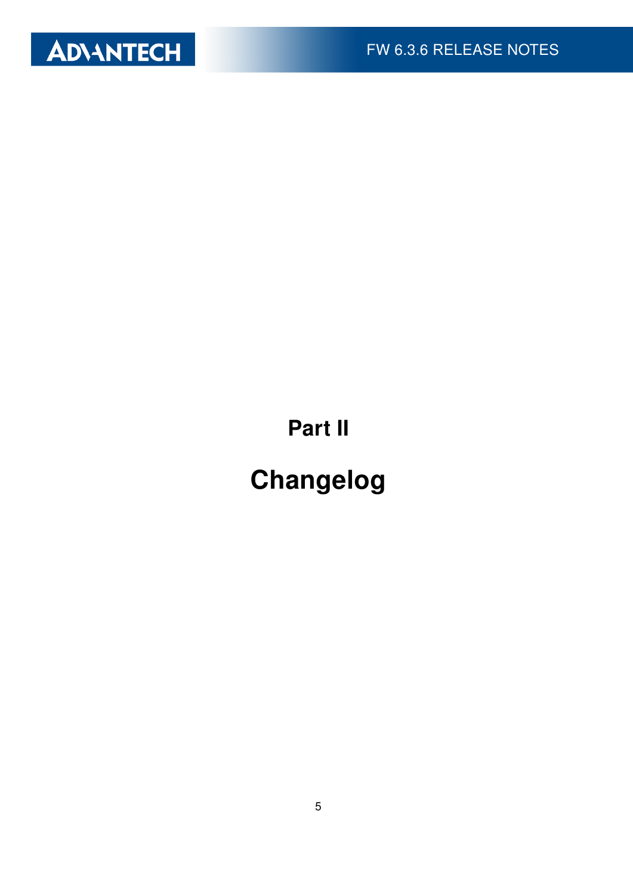# Part II

# Changelog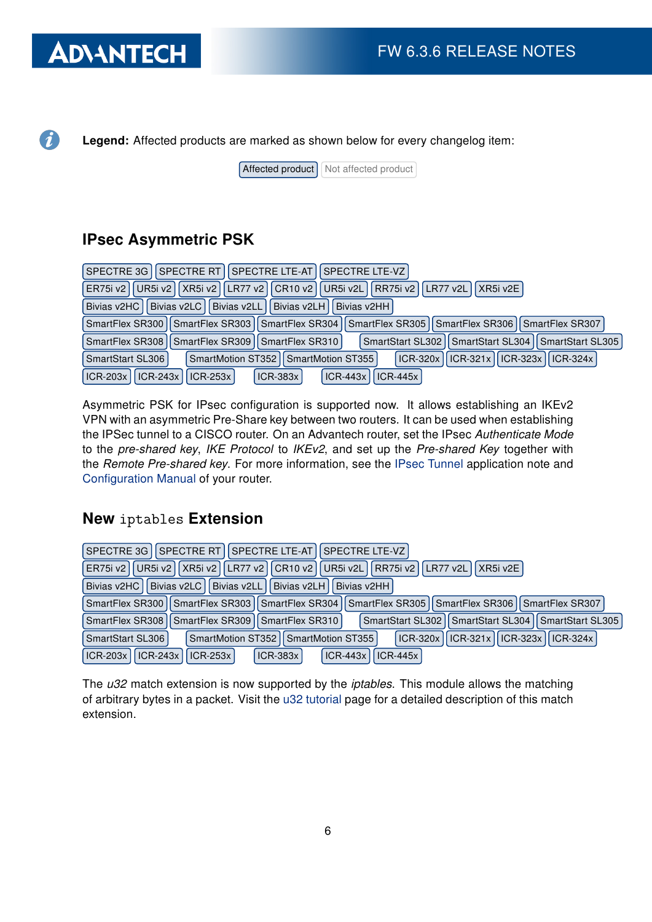**Legend:** Affected products are marked as shown below for every changelog item:

Affected product | Not affected product

## IPsec Asymmetric PSK

SPECTRE 3G | SPECTRE RT | SPECTRE LTE-AT | SPECTRE LTE-VZ
ER75i v2 | UR5i v2 | XR5i v2 | LR77 v2 | CR10 v2 | UR5i v2L | RR75i v2 | LR77 v2L | XR5i v2E
Bivias v2HC | Bivias v2LC | Bivias v2LL | Bivias v2LH | Bivias v2HH
SmartFlex SR300 | SmartFlex SR303 | SmartFlex SR304 | SmartFlex SR305 | SmartFlex SR306 | SmartFlex SR307
SmartFlex SR308 | SmartFlex SR309 | SmartFlex SR310 | SmartStart SL302 | SmartStart SL304 | SmartStart SL305
SmartStart SL306 | SmartMotion ST352 | SmartMotion ST355 | ICR-320x | ICR-321x | ICR-323x | ICR-324x
ICR-203x | ICR-243x | ICR-253x | ICR-383x | ICR-443x | ICR-445x

Asymmetric PSK for IPsec configuration is supported now. It allows establishing an IKEv2 VPN with an asymmetric Pre-Share key between two routers. It can be used when establishing the IPSec tunnel to a CISCO router. On an Advantech router, set the IPsec *Authenticate Mode* to the *pre-shared key*, *IKE Protocol* to *IKEv2*, and set up the *Pre-shared Key* together with the *Remote Pre-shared key*. For more information, see the IPsec Tunnel application note and Configuration Manual of your router.

## New iptables Extension

SPECTRE 3G | SPECTRE RT | SPECTRE LTE-AT | SPECTRE LTE-VZ
ER75i v2 | UR5i v2 | XR5i v2 | LR77 v2 | CR10 v2 | UR5i v2L | RR75i v2 | LR77 v2L | XR5i v2E
Bivias v2HC | Bivias v2LC | Bivias v2LL | Bivias v2LH | Bivias v2HH
SmartFlex SR300 | SmartFlex SR303 | SmartFlex SR304 | SmartFlex SR305 | SmartFlex SR306 | SmartFlex SR307
SmartFlex SR308 | SmartFlex SR309 | SmartFlex SR310 | SmartStart SL302 | SmartStart SL304 | SmartStart SL305
SmartStart SL306 | SmartMotion ST352 | SmartMotion ST355 | ICR-320x | ICR-321x | ICR-323x | ICR-324x
ICR-203x | ICR-243x | ICR-253x | ICR-383x | ICR-443x | ICR-445x

The *u32* match extension is now supported by the *iptables*. This module allows the matching of arbitrary bytes in a packet. Visit the u32 tutorial page for a detailed description of this match extension.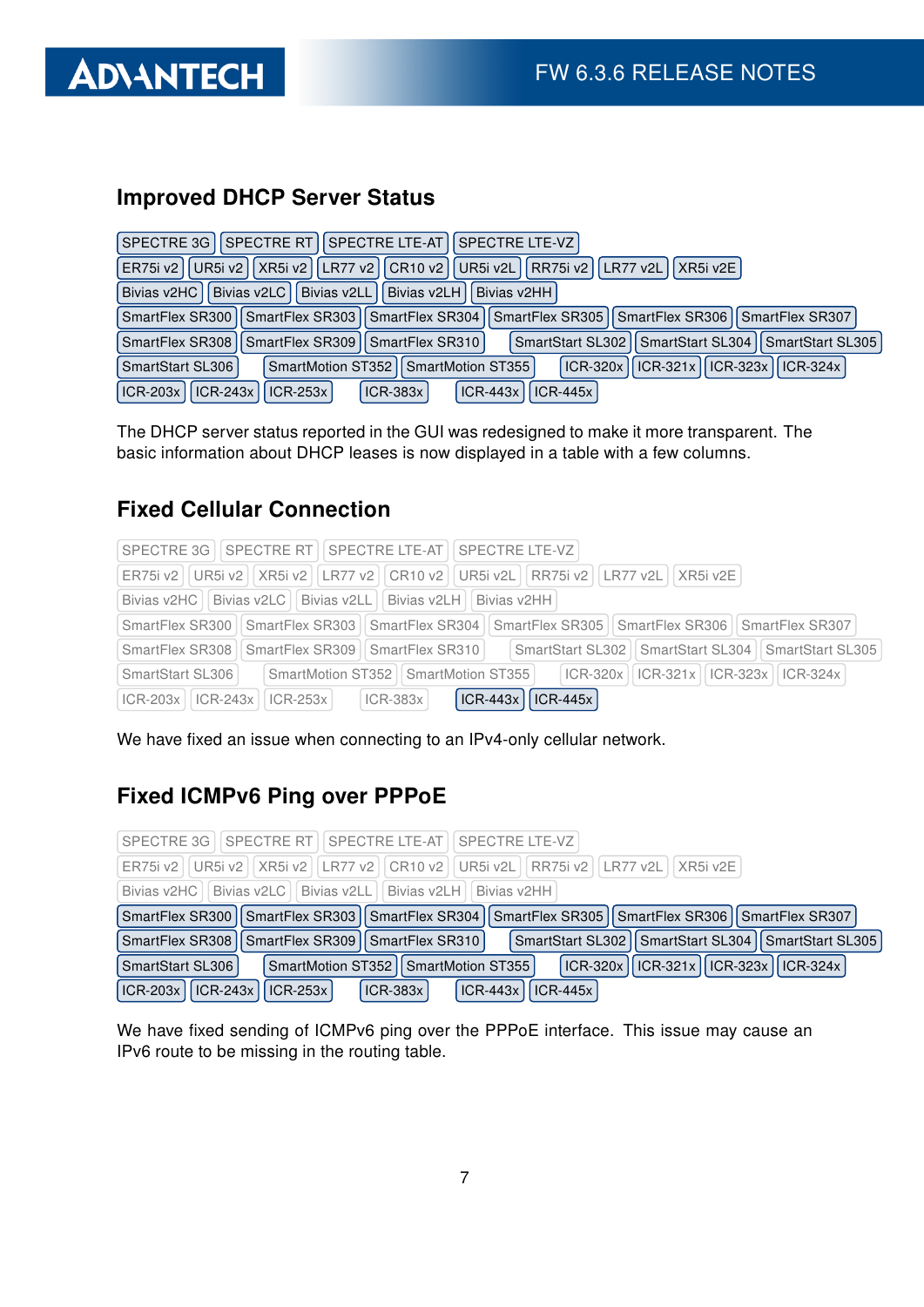## Improved DHCP Server Status

SPECTRE 3G | SPECTRE RT | SPECTRE LTE-AT | SPECTRE LTE-VZ
ER75i v2 | UR5i v2 | XR5i v2 | LR77 v2 | CR10 v2 | UR5i v2L | RR75i v2 | LR77 v2L | XR5i v2E
Bivias v2HC | Bivias v2LC | Bivias v2LL | Bivias v2LH | Bivias v2HH
SmartFlex SR300 | SmartFlex SR303 | SmartFlex SR304 | SmartFlex SR305 | SmartFlex SR306 | SmartFlex SR307
SmartFlex SR308 | SmartFlex SR309 | SmartFlex SR310 | SmartStart SL302 | SmartStart SL304 | SmartStart SL305
SmartStart SL306 | SmartMotion ST352 | SmartMotion ST355 | ICR-320x | ICR-321x | ICR-323x | ICR-324x
ICR-203x | ICR-243x | ICR-253x | ICR-383x | ICR-443x | ICR-445x

The DHCP server status reported in the GUI was redesigned to make it more transparent. The basic information about DHCP leases is now displayed in a table with a few columns.

## Fixed Cellular Connection

SPECTRE 3G | SPECTRE RT | SPECTRE LTE-AT | SPECTRE LTE-VZ
ER75i v2 | UR5i v2 | XR5i v2 | LR77 v2 | CR10 v2 | UR5i v2L | RR75i v2 | LR77 v2L | XR5i v2E
Bivias v2HC | Bivias v2LC | Bivias v2LL | Bivias v2LH | Bivias v2HH
SmartFlex SR300 | SmartFlex SR303 | SmartFlex SR304 | SmartFlex SR305 | SmartFlex SR306 | SmartFlex SR307
SmartFlex SR308 | SmartFlex SR309 | SmartFlex SR310 | SmartStart SL302 | SmartStart SL304 | SmartStart SL305
SmartStart SL306 | SmartMotion ST352 | SmartMotion ST355 | ICR-320x | ICR-321x | ICR-323x | ICR-324x
ICR-203x | ICR-243x | ICR-253x | ICR-383x | **ICR-443x** | **ICR-445x**

We have fixed an issue when connecting to an IPv4-only cellular network.

## Fixed ICMPv6 Ping over PPPoE

SPECTRE 3G | SPECTRE RT | SPECTRE LTE-AT | SPECTRE LTE-VZ
ER75i v2 | UR5i v2 | XR5i v2 | LR77 v2 | CR10 v2 | UR5i v2L | RR75i v2 | LR77 v2L | XR5i v2E
Bivias v2HC | Bivias v2LC | Bivias v2LL | Bivias v2LH | Bivias v2HH
**SmartFlex SR300** | **SmartFlex SR303** | **SmartFlex SR304** | **SmartFlex SR305** | **SmartFlex SR306** | **SmartFlex SR307**
**SmartFlex SR308** | **SmartFlex SR309** | **SmartFlex SR310** | **SmartStart SL302** | **SmartStart SL304** | **SmartStart SL305**
**SmartStart SL306** | **SmartMotion ST352** | **SmartMotion ST355** | **ICR-320x** | **ICR-321x** | **ICR-323x** | **ICR-324x**
**ICR-203x** | **ICR-243x** | **ICR-253x** | **ICR-383x** | **ICR-443x** | **ICR-445x**

We have fixed sending of ICMPv6 ping over the PPPoE interface. This issue may cause an IPv6 route to be missing in the routing table.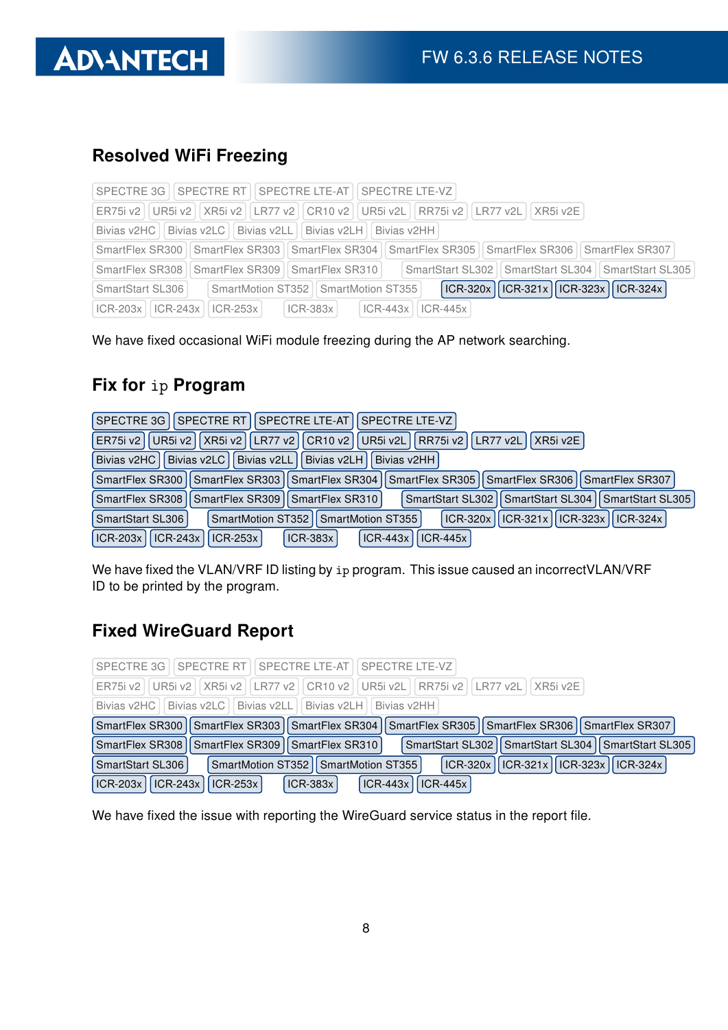## Resolved WiFi Freezing

SPECTRE 3G | SPECTRE RT | SPECTRE LTE-AT | SPECTRE LTE-VZ
ER75i v2 | UR5i v2 | XR5i v2 | LR77 v2 | CR10 v2 | UR5i v2L | RR75i v2 | LR77 v2L | XR5i v2E
Bivias v2HC | Bivias v2LC | Bivias v2LL | Bivias v2LH | Bivias v2HH
SmartFlex SR300 | SmartFlex SR303 | SmartFlex SR304 | SmartFlex SR305 | SmartFlex SR306 | SmartFlex SR307
SmartFlex SR308 | SmartFlex SR309 | SmartFlex SR310 | SmartStart SL302 | SmartStart SL304 | SmartStart SL305
SmartStart SL306 | SmartMotion ST352 | SmartMotion ST355 | **ICR-320x** | **ICR-321x** | **ICR-323x** | **ICR-324x**
ICR-203x | ICR-243x | ICR-253x | ICR-383x | ICR-443x | ICR-445x

We have fixed occasional WiFi module freezing during the AP network searching.

## Fix for `ip` Program

**SPECTRE 3G** | **SPECTRE RT** | **SPECTRE LTE-AT** | **SPECTRE LTE-VZ**
**ER75i v2** | **UR5i v2** | **XR5i v2** | **LR77 v2** | **CR10 v2** | **UR5i v2L** | **RR75i v2** | **LR77 v2L** | **XR5i v2E**
**Bivias v2HC** | **Bivias v2LC** | **Bivias v2LL** | **Bivias v2LH** | **Bivias v2HH**
**SmartFlex SR300** | **SmartFlex SR303** | **SmartFlex SR304** | **SmartFlex SR305** | **SmartFlex SR306** | **SmartFlex SR307**
**SmartFlex SR308** | **SmartFlex SR309** | **SmartFlex SR310** | **SmartStart SL302** | **SmartStart SL304** | **SmartStart SL305**
**SmartStart SL306** | **SmartMotion ST352** | **SmartMotion ST355** | **ICR-320x** | **ICR-321x** | **ICR-323x** | **ICR-324x**
**ICR-203x** | **ICR-243x** | **ICR-253x** | **ICR-383x** | **ICR-443x** | **ICR-445x**

We have fixed the VLAN/VRF ID listing by `ip` program. This issue caused an incorrectVLAN/VRF ID to be printed by the program.

## Fixed WireGuard Report

SPECTRE 3G | SPECTRE RT | SPECTRE LTE-AT | SPECTRE LTE-VZ
ER75i v2 | UR5i v2 | XR5i v2 | LR77 v2 | CR10 v2 | UR5i v2L | RR75i v2 | LR77 v2L | XR5i v2E
Bivias v2HC | Bivias v2LC | Bivias v2LL | Bivias v2LH | Bivias v2HH
**SmartFlex SR300** | **SmartFlex SR303** | **SmartFlex SR304** | **SmartFlex SR305** | **SmartFlex SR306** | **SmartFlex SR307**
**SmartFlex SR308** | **SmartFlex SR309** | **SmartFlex SR310** | **SmartStart SL302** | **SmartStart SL304** | **SmartStart SL305**
**SmartStart SL306** | **SmartMotion ST352** | **SmartMotion ST355** | **ICR-320x** | **ICR-321x** | **ICR-323x** | **ICR-324x**
**ICR-203x** | **ICR-243x** | **ICR-253x** | **ICR-383x** | **ICR-443x** | **ICR-445x**

We have fixed the issue with reporting the WireGuard service status in the report file.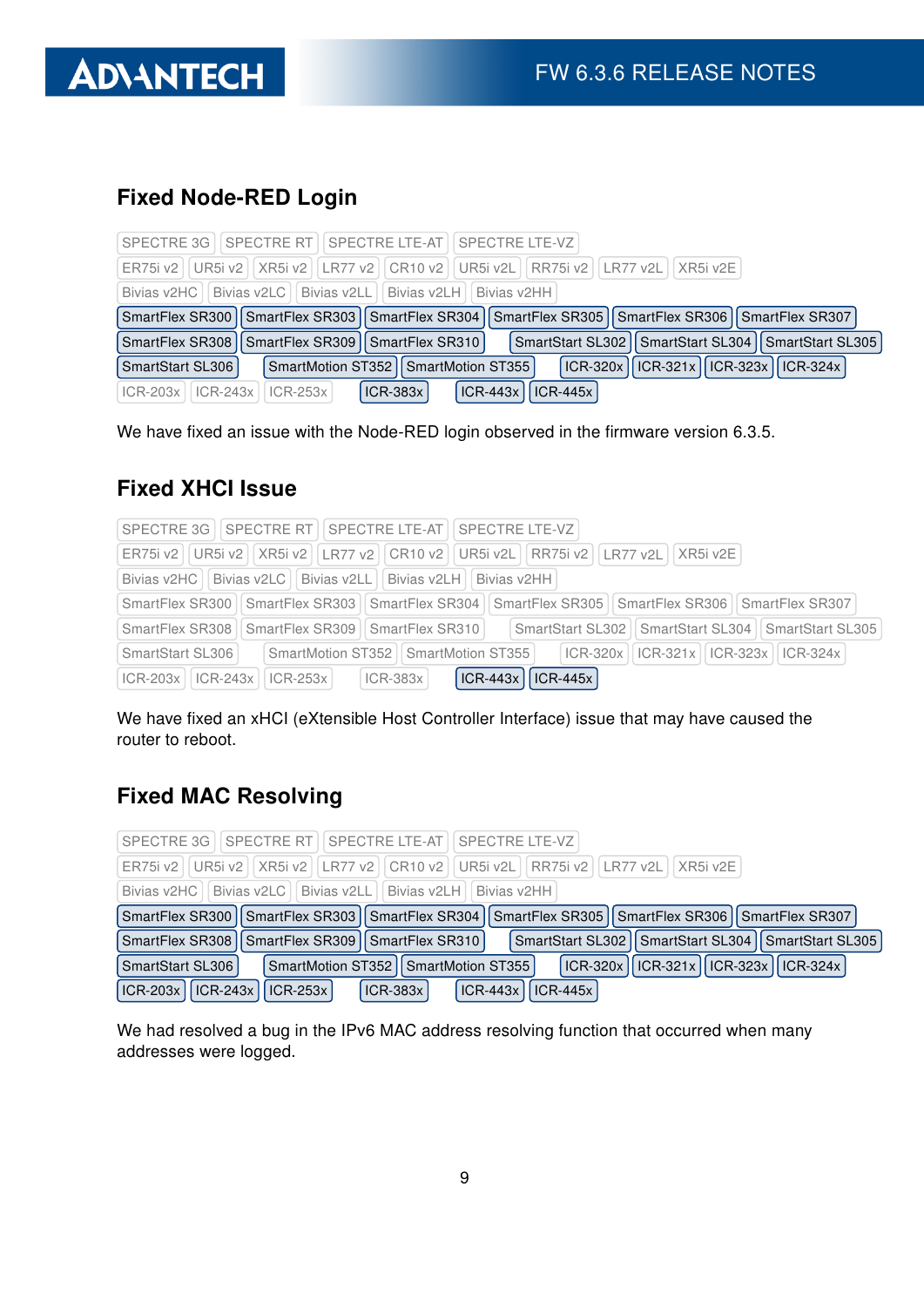## Fixed Node-RED Login

SPECTRE 3G | SPECTRE RT | SPECTRE LTE-AT | SPECTRE LTE-VZ
ER75i v2 | UR5i v2 | XR5i v2 | LR77 v2 | CR10 v2 | UR5i v2L | RR75i v2 | LR77 v2L | XR5i v2E
Bivias v2HC | Bivias v2LC | Bivias v2LL | Bivias v2LH | Bivias v2HH
**SmartFlex SR300** | **SmartFlex SR303** | **SmartFlex SR304** | **SmartFlex SR305** | **SmartFlex SR306** | **SmartFlex SR307**
**SmartFlex SR308** | **SmartFlex SR309** | **SmartFlex SR310** | **SmartStart SL302** | **SmartStart SL304** | **SmartStart SL305**
**SmartStart SL306** | **SmartMotion ST352** | **SmartMotion ST355** | **ICR-320x** | **ICR-321x** | **ICR-323x** | **ICR-324x**
ICR-203x | ICR-243x | ICR-253x | **ICR-383x** | **ICR-443x** | **ICR-445x**

We have fixed an issue with the Node-RED login observed in the firmware version 6.3.5.

## Fixed XHCI Issue

SPECTRE 3G | SPECTRE RT | SPECTRE LTE-AT | SPECTRE LTE-VZ
ER75i v2 | UR5i v2 | XR5i v2 | LR77 v2 | CR10 v2 | UR5i v2L | RR75i v2 | LR77 v2L | XR5i v2E
Bivias v2HC | Bivias v2LC | Bivias v2LL | Bivias v2LH | Bivias v2HH
SmartFlex SR300 | SmartFlex SR303 | SmartFlex SR304 | SmartFlex SR305 | SmartFlex SR306 | SmartFlex SR307
SmartFlex SR308 | SmartFlex SR309 | SmartFlex SR310 | SmartStart SL302 | SmartStart SL304 | SmartStart SL305
SmartStart SL306 | SmartMotion ST352 | SmartMotion ST355 | ICR-320x | ICR-321x | ICR-323x | ICR-324x
ICR-203x | ICR-243x | ICR-253x | ICR-383x | **ICR-443x** | **ICR-445x**

We have fixed an xHCI (eXtensible Host Controller Interface) issue that may have caused the router to reboot.

## Fixed MAC Resolving

SPECTRE 3G | SPECTRE RT | SPECTRE LTE-AT | SPECTRE LTE-VZ
ER75i v2 | UR5i v2 | XR5i v2 | LR77 v2 | CR10 v2 | UR5i v2L | RR75i v2 | LR77 v2L | XR5i v2E
Bivias v2HC | Bivias v2LC | Bivias v2LL | Bivias v2LH | Bivias v2HH
**SmartFlex SR300** | **SmartFlex SR303** | **SmartFlex SR304** | **SmartFlex SR305** | **SmartFlex SR306** | **SmartFlex SR307**
**SmartFlex SR308** | **SmartFlex SR309** | **SmartFlex SR310** | **SmartStart SL302** | **SmartStart SL304** | **SmartStart SL305**
**SmartStart SL306** | **SmartMotion ST352** | **SmartMotion ST355** | **ICR-320x** | **ICR-321x** | **ICR-323x** | **ICR-324x**
**ICR-203x** | **ICR-243x** | **ICR-253x** | **ICR-383x** | **ICR-443x** | **ICR-445x**

We had resolved a bug in the IPv6 MAC address resolving function that occurred when many addresses were logged.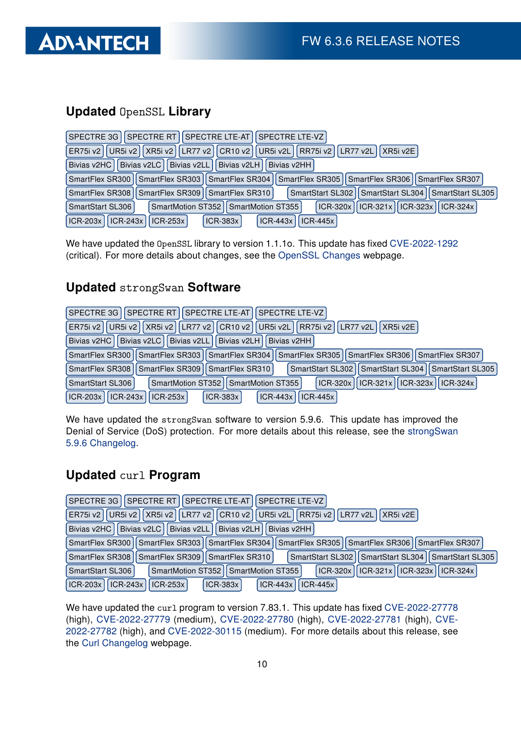## Updated `OpenSSL` Library

SPECTRE 3G | SPECTRE RT | SPECTRE LTE-AT | SPECTRE LTE-VZ
ER75i v2 | UR5i v2 | XR5i v2 | LR77 v2 | CR10 v2 | UR5i v2L | RR75i v2 | LR77 v2L | XR5i v2E
Bivias v2HC | Bivias v2LC | Bivias v2LL | Bivias v2LH | Bivias v2HH
SmartFlex SR300 | SmartFlex SR303 | SmartFlex SR304 | SmartFlex SR305 | SmartFlex SR306 | SmartFlex SR307
SmartFlex SR308 | SmartFlex SR309 | SmartFlex SR310 | SmartStart SL302 | SmartStart SL304 | SmartStart SL305
SmartStart SL306 | SmartMotion ST352 | SmartMotion ST355 | ICR-320x | ICR-321x | ICR-323x | ICR-324x
ICR-203x | ICR-243x | ICR-253x | ICR-383x | ICR-443x | ICR-445x

We have updated the `OpenSSL` library to version 1.1.1o. This update has fixed CVE-2022-1292 (critical). For more details about changes, see the OpenSSL Changes webpage.

## Updated `strongSwan` Software

SPECTRE 3G | SPECTRE RT | SPECTRE LTE-AT | SPECTRE LTE-VZ
ER75i v2 | UR5i v2 | XR5i v2 | LR77 v2 | CR10 v2 | UR5i v2L | RR75i v2 | LR77 v2L | XR5i v2E
Bivias v2HC | Bivias v2LC | Bivias v2LL | Bivias v2LH | Bivias v2HH
SmartFlex SR300 | SmartFlex SR303 | SmartFlex SR304 | SmartFlex SR305 | SmartFlex SR306 | SmartFlex SR307
SmartFlex SR308 | SmartFlex SR309 | SmartFlex SR310 | SmartStart SL302 | SmartStart SL304 | SmartStart SL305
SmartStart SL306 | SmartMotion ST352 | SmartMotion ST355 | ICR-320x | ICR-321x | ICR-323x | ICR-324x
ICR-203x | ICR-243x | ICR-253x | ICR-383x | ICR-443x | ICR-445x

We have updated the `strongSwan` software to version 5.9.6. This update has improved the Denial of Service (DoS) protection. For more details about this release, see the strongSwan 5.9.6 Changelog.

## Updated `curl` Program

SPECTRE 3G | SPECTRE RT | SPECTRE LTE-AT | SPECTRE LTE-VZ
ER75i v2 | UR5i v2 | XR5i v2 | LR77 v2 | CR10 v2 | UR5i v2L | RR75i v2 | LR77 v2L | XR5i v2E
Bivias v2HC | Bivias v2LC | Bivias v2LL | Bivias v2LH | Bivias v2HH
SmartFlex SR300 | SmartFlex SR303 | SmartFlex SR304 | SmartFlex SR305 | SmartFlex SR306 | SmartFlex SR307
SmartFlex SR308 | SmartFlex SR309 | SmartFlex SR310 | SmartStart SL302 | SmartStart SL304 | SmartStart SL305
SmartStart SL306 | SmartMotion ST352 | SmartMotion ST355 | ICR-320x | ICR-321x | ICR-323x | ICR-324x
ICR-203x | ICR-243x | ICR-253x | ICR-383x | ICR-443x | ICR-445x

We have updated the `curl` program to version 7.83.1. This update has fixed CVE-2022-27778 (high), CVE-2022-27779 (medium), CVE-2022-27780 (high), CVE-2022-27781 (high), CVE-2022-27782 (high), and CVE-2022-30115 (medium). For more details about this release, see the Curl Changelog webpage.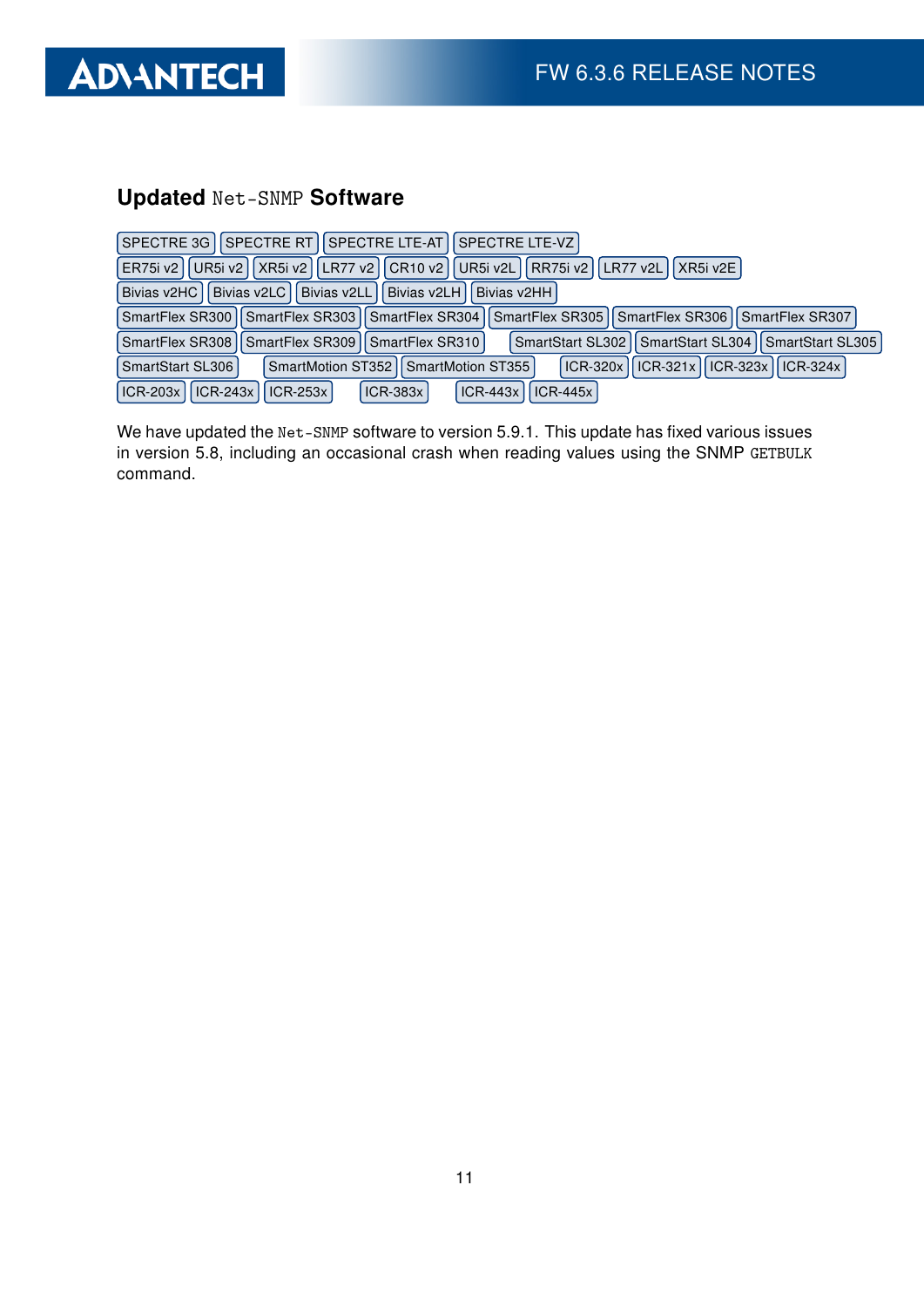## Updated `Net-SNMP` Software

SPECTRE 3G | SPECTRE RT | SPECTRE LTE-AT | SPECTRE LTE-VZ
ER75i v2 | UR5i v2 | XR5i v2 | LR77 v2 | CR10 v2 | UR5i v2L | RR75i v2 | LR77 v2L | XR5i v2E
Bivias v2HC | Bivias v2LC | Bivias v2LL | Bivias v2LH | Bivias v2HH
SmartFlex SR300 | SmartFlex SR303 | SmartFlex SR304 | SmartFlex SR305 | SmartFlex SR306 | SmartFlex SR307
SmartFlex SR308 | SmartFlex SR309 | SmartFlex SR310 | SmartStart SL302 | SmartStart SL304 | SmartStart SL305
SmartStart SL306 | SmartMotion ST352 | SmartMotion ST355 | ICR-320x | ICR-321x | ICR-323x | ICR-324x
ICR-203x | ICR-243x | ICR-253x | ICR-383x | ICR-443x | ICR-445x

We have updated the `Net-SNMP` software to version 5.9.1. This update has fixed various issues in version 5.8, including an occasional crash when reading values using the SNMP `GETBULK` command.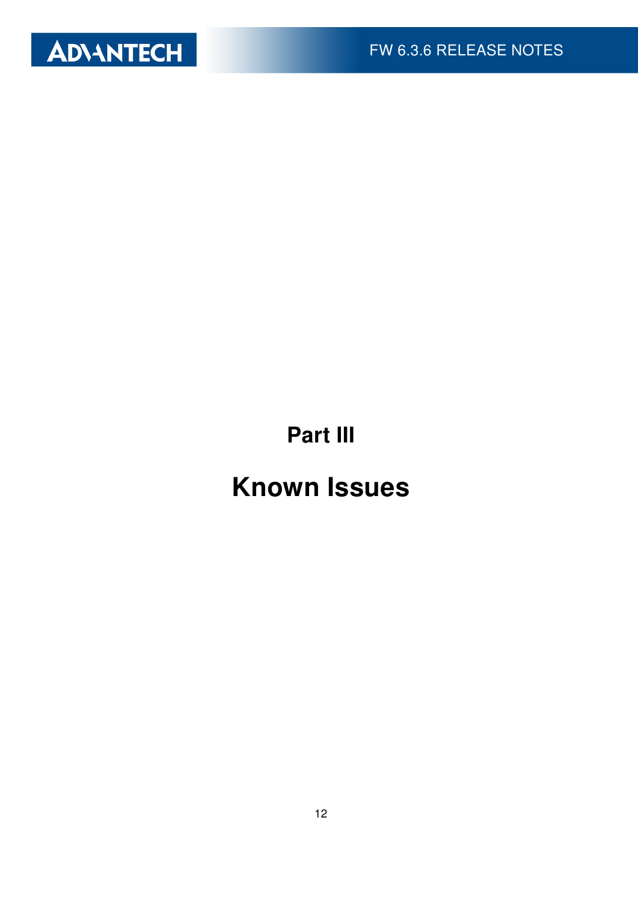# Part III

# Known Issues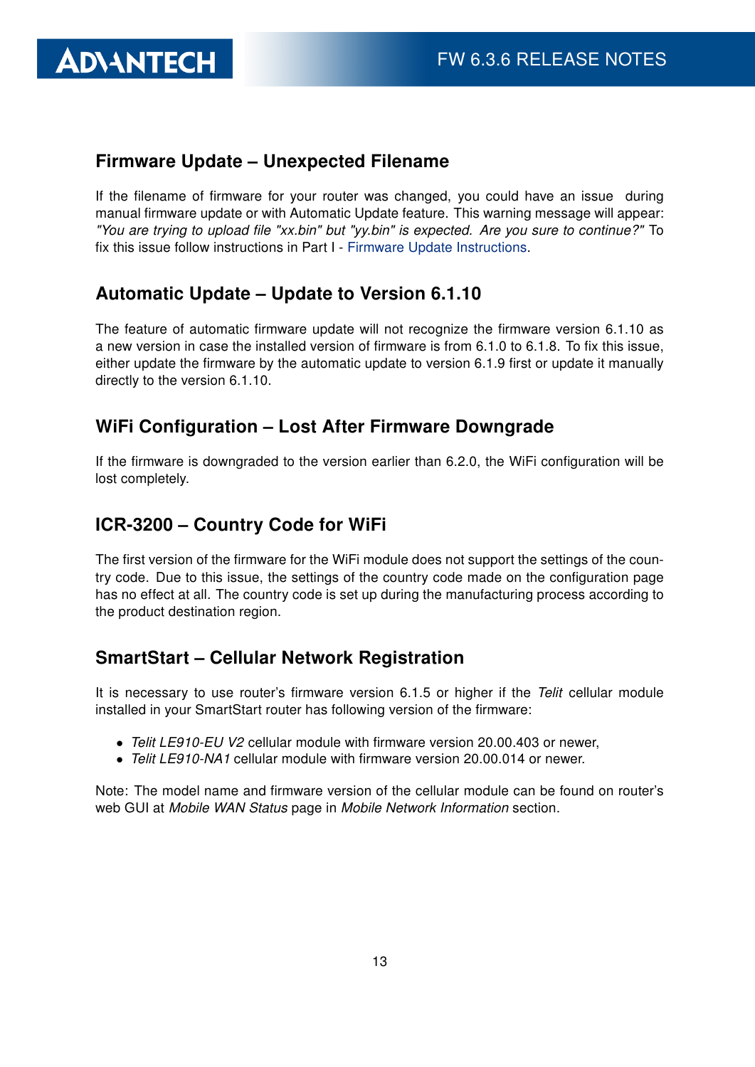## Firmware Update – Unexpected Filename

If the filename of firmware for your router was changed, you could have an issue during manual firmware update or with Automatic Update feature. This warning message will appear: *"You are trying to upload file "xx.bin" but "yy.bin" is expected. Are you sure to continue?"* To fix this issue follow instructions in Part I - Firmware Update Instructions.

## Automatic Update – Update to Version 6.1.10

The feature of automatic firmware update will not recognize the firmware version 6.1.10 as a new version in case the installed version of firmware is from 6.1.0 to 6.1.8. To fix this issue, either update the firmware by the automatic update to version 6.1.9 first or update it manually directly to the version 6.1.10.

## WiFi Configuration – Lost After Firmware Downgrade

If the firmware is downgraded to the version earlier than 6.2.0, the WiFi configuration will be lost completely.

## ICR-3200 – Country Code for WiFi

The first version of the firmware for the WiFi module does not support the settings of the country code. Due to this issue, the settings of the country code made on the configuration page has no effect at all. The country code is set up during the manufacturing process according to the product destination region.

## SmartStart – Cellular Network Registration

It is necessary to use router's firmware version 6.1.5 or higher if the *Telit* cellular module installed in your SmartStart router has following version of the firmware:

- *Telit LE910-EU V2* cellular module with firmware version 20.00.403 or newer,
- *Telit LE910-NA1* cellular module with firmware version 20.00.014 or newer.

Note: The model name and firmware version of the cellular module can be found on router's web GUI at *Mobile WAN Status* page in *Mobile Network Information* section.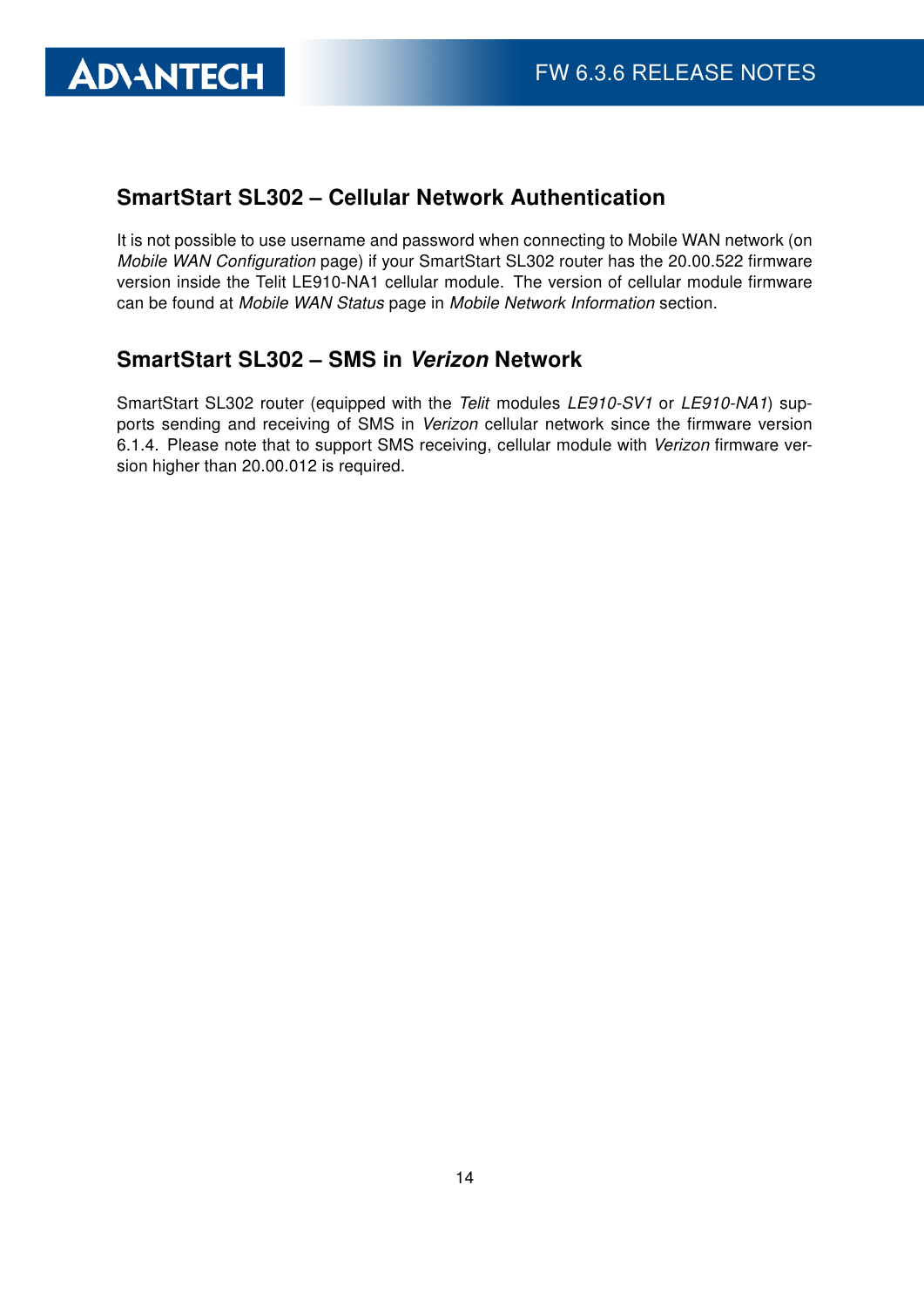## SmartStart SL302 – Cellular Network Authentication

It is not possible to use username and password when connecting to Mobile WAN network (on *Mobile WAN Configuration* page) if your SmartStart SL302 router has the 20.00.522 firmware version inside the Telit LE910-NA1 cellular module. The version of cellular module firmware can be found at *Mobile WAN Status* page in *Mobile Network Information* section.

## SmartStart SL302 – SMS in *Verizon* Network

SmartStart SL302 router (equipped with the *Telit* modules *LE910-SV1* or *LE910-NA1*) supports sending and receiving of SMS in *Verizon* cellular network since the firmware version 6.1.4. Please note that to support SMS receiving, cellular module with *Verizon* firmware version higher than 20.00.012 is required.